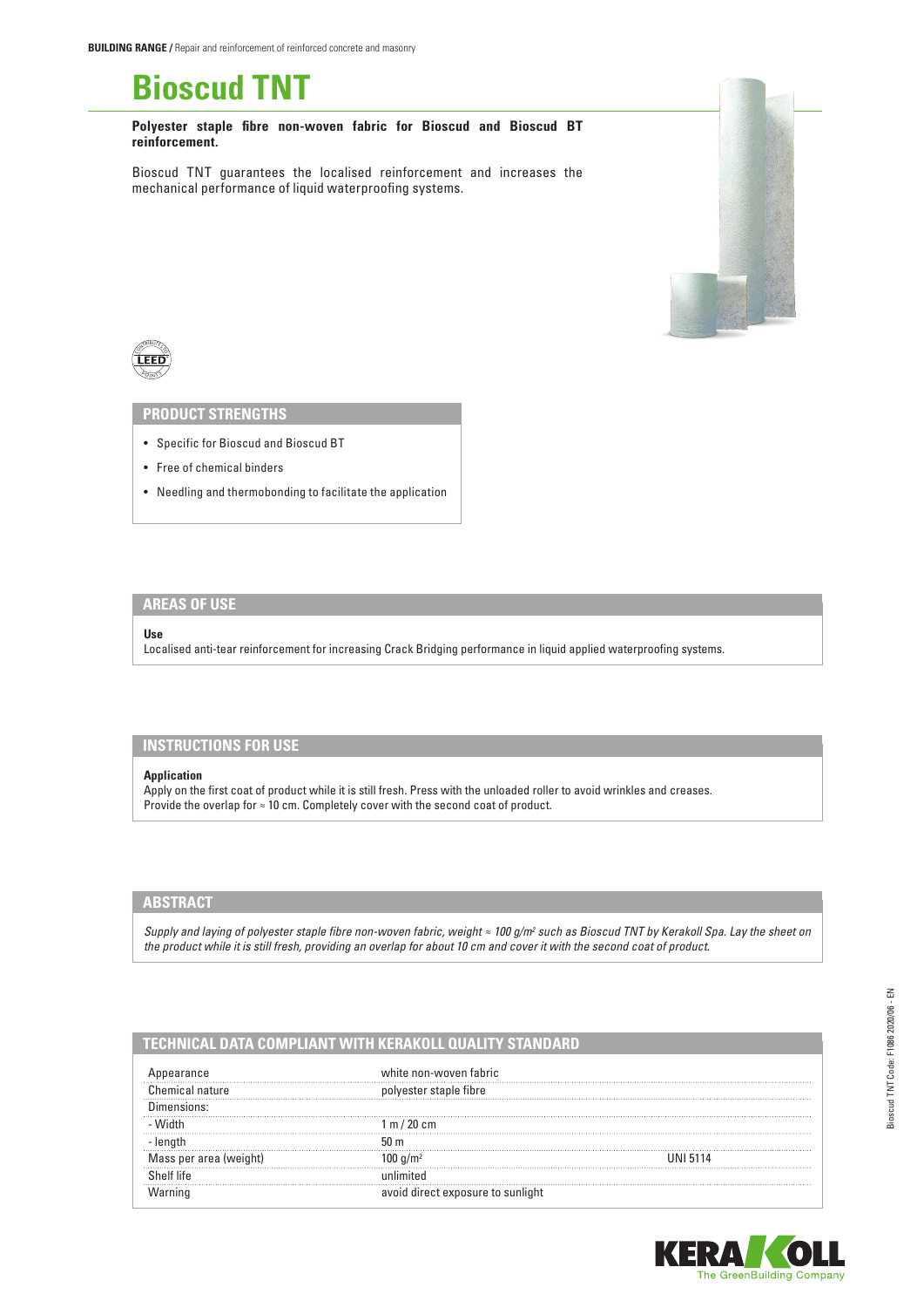**BUILDING RANGE /** Repair and reinforcement of reinforced concrete and masonry

# Bioscud TNT

**Polyester staple fibre non-woven fabric for Bioscud and Bioscud BT reinforcement.**

Bioscud TNT guarantees the localised reinforcement and increases the mechanical performance of liquid waterproofing systems.

## PRODUCT STRENGTHS

- Specific for Bioscud and Bioscud BT
- Free of chemical binders
- Needling and thermobonding to facilitate the application

## AREAS OF USE

**Use**
Localised anti-tear reinforcement for increasing Crack Bridging performance in liquid applied waterproofing systems.

## INSTRUCTIONS FOR USE

**Application**
Apply on the first coat of product while it is still fresh. Press with the unloaded roller to avoid wrinkles and creases. Provide the overlap for ≈ 10 cm. Completely cover with the second coat of product.

## ABSTRACT

*Supply and laying of polyester staple fibre non-woven fabric, weight ≈ 100 g/m² such as Bioscud TNT by Kerakoll Spa. Lay the sheet on the product while it is still fresh, providing an overlap for about 10 cm and cover it with the second coat of product.*

## TECHNICAL DATA COMPLIANT WITH KERAKOLL QUALITY STANDARD

| | | |
|---|---|---|
| Appearance | white non-woven fabric | |
| Chemical nature | polyester staple fibre | |
| Dimensions: | | |
| - Width | 1 m / 20 cm | |
| - length | 50 m | |
| Mass per area (weight) | 100 g/m² | UNI 5114 |
| Shelf life | unlimited | |
| Warning | avoid direct exposure to sunlight | |

Bioscud TNT Code: F1086 2020/06 - EN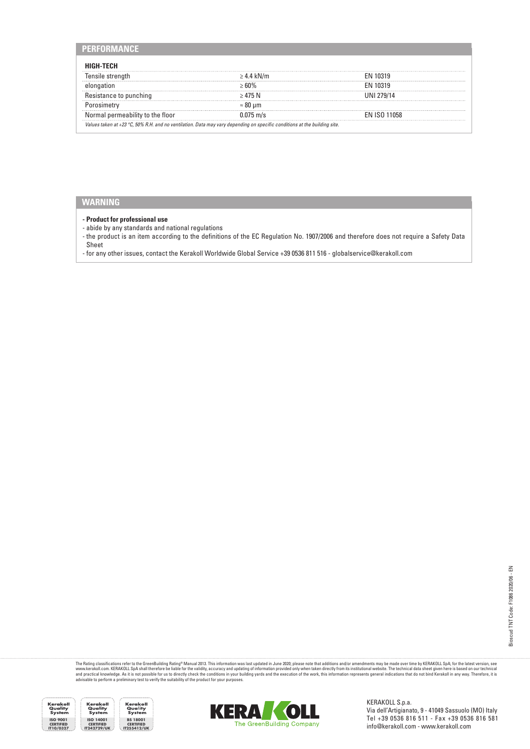## PERFORMANCE

| HIGH-TECH | | |
|---|---|---|
| Tensile strength | ≥ 4.4 kN/m | EN 10319 |
| elongation | ≥ 60% | EN 10319 |
| Resistance to punching | ≥ 475 N | UNI 279/14 |
| Porosimetry | ≈ 80 μm | |
| Normal permeability to the floor | 0.075 m/s | EN ISO 11058 |

*Values taken at +23 °C, 50% R.H. and no ventilation. Data may vary depending on specific conditions at the building site.*

## WARNING

- **Product for professional use**
- abide by any standards and national regulations
- the product is an item according to the definitions of the EC Regulation No. 1907/2006 and therefore does not require a Safety Data Sheet
- for any other issues, contact the Kerakoll Worldwide Global Service +39 0536 811 516 - globalservice@kerakoll.com

Bioscud TNT Code: F1086 2020/06 - EN

The Rating classifications refer to the GreenBuilding Rating® Manual 2013. This information was last updated in June 2020; please note that additions and/or amendments may be made over time by KERAKOLL SpA; for the latest version, see www.kerakoll.com. KERAKOLL SpA shall therefore be liable for the validity, accuracy and updating of information provided only when taken directly from its institutional website. The technical data sheet given here is based on our technical and practical knowledge. As it is not possible for us to directly check the conditions in your building yards and the execution of the work, this information represents general indications that do not bind Kerakoll in any way. Therefore, it is advisable to perform a preliminary test to verify the suitability of the product for your purposes.

Kerakoll Quality System ISO 9001 CERTIFIED IT10/0327

Kerakoll Quality System ISO 14001 CERTIFIED IT242729/UK

Kerakoll Quality System BS 18001 CERTIFIED IT255412/UK

KERAKOLL The GreenBuilding Company

KERAKOLL S.p.a.
Via dell'Artigianato, 9 - 41049 Sassuolo (MO) Italy
Tel +39 0536 816 511 - Fax +39 0536 816 581
info@kerakoll.com - www.kerakoll.com